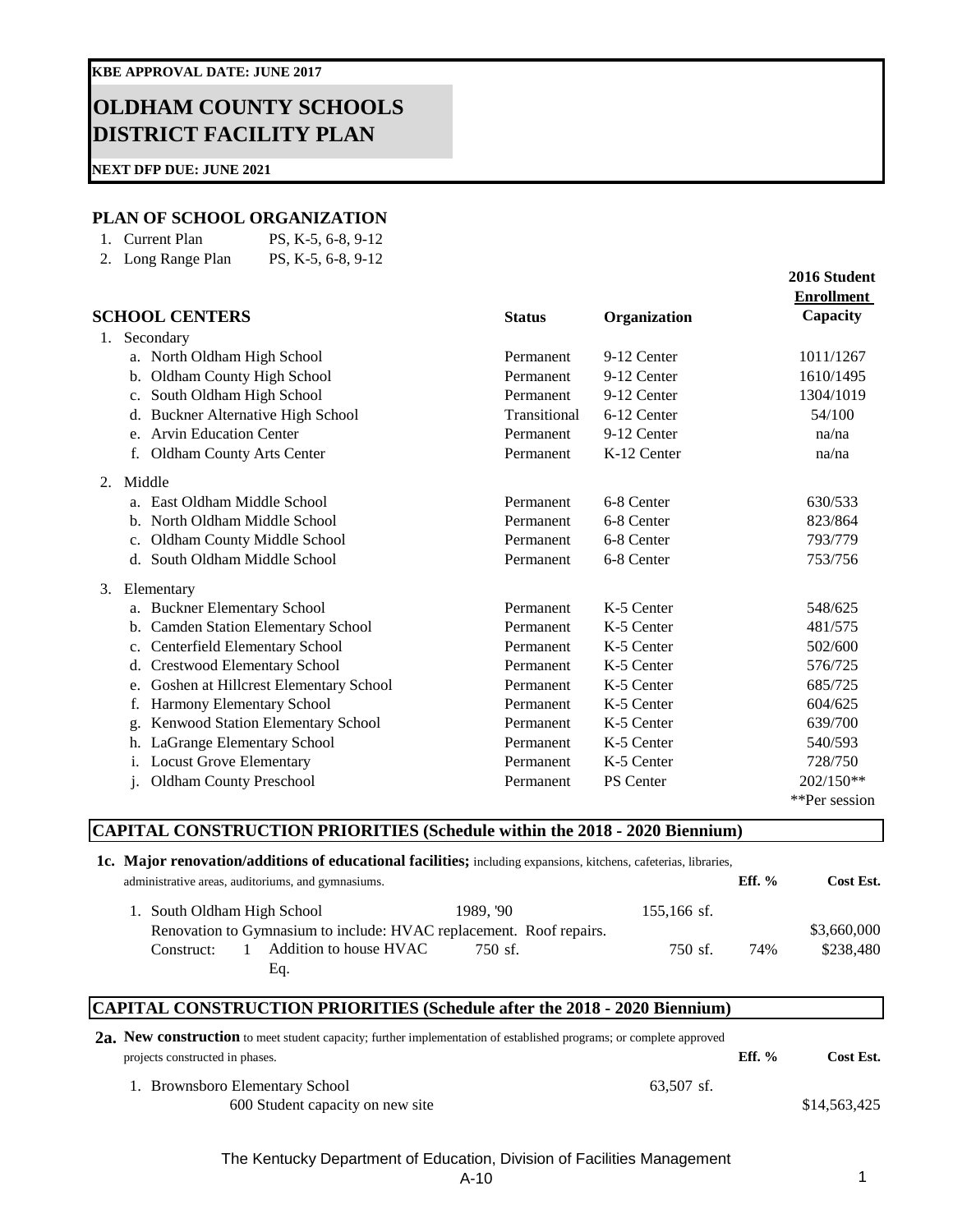**KBE APPROVAL DATE: JUNE 2017**

# OLDHAM COUNTY SCHOOLS
# DISTRICT FACILITY PLAN

**NEXT DFP DUE: JUNE 2021**

## PLAN OF SCHOOL ORGANIZATION

1. Current Plan PS, K-5, 6-8, 9-12
2. Long Range Plan PS, K-5, 6-8, 9-12

| SCHOOL CENTERS | Status | Organization | 2016 Student Enrollment Capacity |
|---|---|---|---|
| 1. Secondary | | | |
| a. North Oldham High School | Permanent | 9-12 Center | 1011/1267 |
| b. Oldham County High School | Permanent | 9-12 Center | 1610/1495 |
| c. South Oldham High School | Permanent | 9-12 Center | 1304/1019 |
| d. Buckner Alternative High School | Transitional | 6-12 Center | 54/100 |
| e. Arvin Education Center | Permanent | 9-12 Center | na/na |
| f. Oldham County Arts Center | Permanent | K-12 Center | na/na |
| 2. Middle | | | |
| a. East Oldham Middle School | Permanent | 6-8 Center | 630/533 |
| b. North Oldham Middle School | Permanent | 6-8 Center | 823/864 |
| c. Oldham County Middle School | Permanent | 6-8 Center | 793/779 |
| d. South Oldham Middle School | Permanent | 6-8 Center | 753/756 |
| 3. Elementary | | | |
| a. Buckner Elementary School | Permanent | K-5 Center | 548/625 |
| b. Camden Station Elementary School | Permanent | K-5 Center | 481/575 |
| c. Centerfield Elementary School | Permanent | K-5 Center | 502/600 |
| d. Crestwood Elementary School | Permanent | K-5 Center | 576/725 |
| e. Goshen at Hillcrest Elementary School | Permanent | K-5 Center | 685/725 |
| f. Harmony Elementary School | Permanent | K-5 Center | 604/625 |
| g. Kenwood Station Elementary School | Permanent | K-5 Center | 639/700 |
| h. LaGrange Elementary School | Permanent | K-5 Center | 540/593 |
| i. Locust Grove Elementary | Permanent | K-5 Center | 728/750 |
| j. Oldham County Preschool | Permanent | PS Center | 202/150** |
| | | | **Per session |

## CAPITAL CONSTRUCTION PRIORITIES (Schedule within the 2018 - 2020 Biennium)

**1c. Major renovation/additions of educational facilities;** including expansions, kitchens, cafeterias, libraries, administrative areas, auditoriums, and gymnasiums.

| | | | Eff. % | Cost Est. |
|---|---|---|---|---|
| 1. South Oldham High School | 1989, '90 | 155,166 sf. | | |
| Renovation to Gymnasium to include: HVAC replacement. Roof repairs. | | | | $3,660,000 |
| Construct: 1 Addition to house HVAC Eq. | 750 sf. | 750 sf. | 74% | $238,480 |

## CAPITAL CONSTRUCTION PRIORITIES (Schedule after the 2018 - 2020 Biennium)

**2a. New construction** to meet student capacity; further implementation of established programs; or complete approved projects constructed in phases.

| | | Eff. % | Cost Est. |
|---|---|---|---|
| 1. Brownsboro Elementary School | 63,507 sf. | | |
| 600 Student capacity on new site | | | $14,563,425 |

The Kentucky Department of Education, Division of Facilities Management

A-10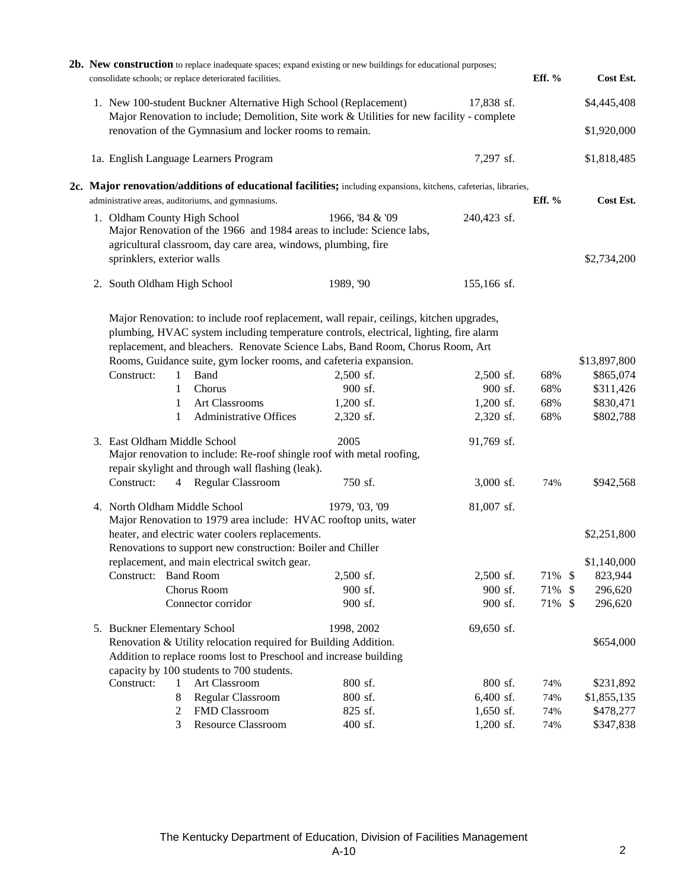**2b. New construction** to replace inadequate spaces; expand existing or new buildings for educational purposes; consolidate schools; or replace deteriorated facilities.

| | | | | Eff. % | Cost Est. |
|---|---|---|---|---|---|
| 1. New 100-student Buckner Alternative High School (Replacement) | | | 17,838 sf. | | $4,445,408 |
| Major Renovation to include; Demolition, Site work & Utilities for new facility - complete renovation of the Gymnasium and locker rooms to remain. | | | | | $1,920,000 |
| 1a. English Language Learners Program | | | 7,297 sf. | | $1,818,485 |

**2c. Major renovation/additions of educational facilities;** including expansions, kitchens, cafeterias, libraries, administrative areas, auditoriums, and gymnasiums.

| | | | | | Eff. % | Cost Est. |
|---|---|---|---|---|---|---|
| 1. Oldham County High School | | | 1966, '84 & '09 | 240,423 sf. | | |
| Major Renovation of the 1966 and 1984 areas to include: Science labs, agricultural classroom, day care area, windows, plumbing, fire sprinklers, exterior walls | | | | | | $2,734,200 |
| 2. South Oldham High School | | | 1989, '90 | 155,166 sf. | | |
| Major Renovation: to include roof replacement, wall repair, ceilings, kitchen upgrades, plumbing, HVAC system including temperature controls, electrical, lighting, fire alarm replacement, and bleachers. Renovate Science Labs, Band Room, Chorus Room, Art Rooms, Guidance suite, gym locker rooms, and cafeteria expansion. | | | | | | $13,897,800 |
| Construct: | 1 | Band | 2,500 sf. | 2,500 sf. | 68% | $865,074 |
| | 1 | Chorus | 900 sf. | 900 sf. | 68% | $311,426 |
| | 1 | Art Classrooms | 1,200 sf. | 1,200 sf. | 68% | $830,471 |
| | 1 | Administrative Offices | 2,320 sf. | 2,320 sf. | 68% | $802,788 |
| 3. East Oldham Middle School | | | 2005 | 91,769 sf. | | |
| Major renovation to include: Re-roof shingle roof with metal roofing, repair skylight and through wall flashing (leak). | | | | | | |
| Construct: | 4 | Regular Classroom | 750 sf. | 3,000 sf. | 74% | $942,568 |
| 4. North Oldham Middle School | | | 1979, '03, '09 | 81,007 sf. | | |
| Major Renovation to 1979 area include: HVAC rooftop units, water heater, and electric water coolers replacements. | | | | | | $2,251,800 |
| Renovations to support new construction: Boiler and Chiller replacement, and main electrical switch gear. | | | | | | $1,140,000 |
| Construct: | | Band Room | 2,500 sf. | 2,500 sf. | 71% | $ 823,944 |
| | | Chorus Room | 900 sf. | 900 sf. | 71% | $ 296,620 |
| | | Connector corridor | 900 sf. | 900 sf. | 71% | $ 296,620 |
| 5. Buckner Elementary School | | | 1998, 2002 | 69,650 sf. | | |
| Renovation & Utility relocation required for Building Addition. | | | | | | $654,000 |
| Addition to replace rooms lost to Preschool and increase building capacity by 100 students to 700 students. | | | | | | |
| Construct: | 1 | Art Classroom | 800 sf. | 800 sf. | 74% | $231,892 |
| | 8 | Regular Classroom | 800 sf. | 6,400 sf. | 74% | $1,855,135 |
| | 2 | FMD Classroom | 825 sf. | 1,650 sf. | 74% | $478,277 |
| | 3 | Resource Classroom | 400 sf. | 1,200 sf. | 74% | $347,838 |

The Kentucky Department of Education, Division of Facilities Management
A-10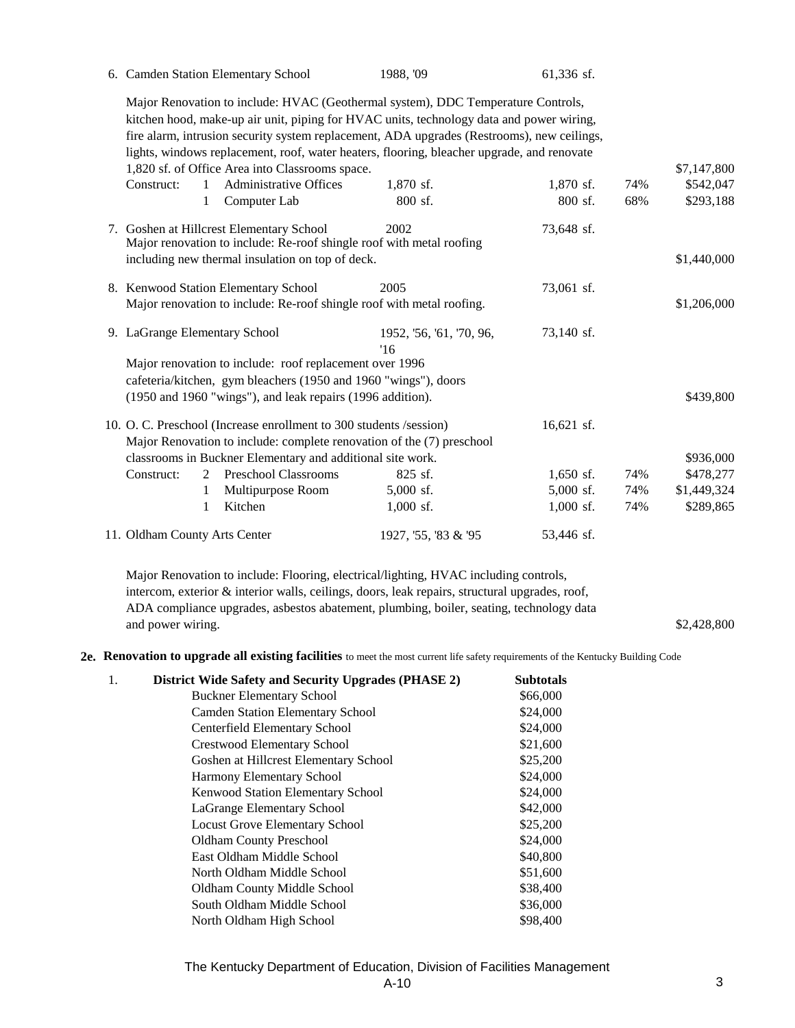6. Camden Station Elementary School — 1988, '09 — 61,336 sf.

Major Renovation to include: HVAC (Geothermal system), DDC Temperature Controls, kitchen hood, make-up air unit, piping for HVAC units, technology data and power wiring, fire alarm, intrusion security system replacement, ADA upgrades (Restrooms), new ceilings, lights, windows replacement, roof, water heaters, flooring, bleacher upgrade, and renovate 1,820 sf. of Office Area into Classrooms space. — $7,147,800

| Construct: | Qty | Item | Unit Size | Total Size | % | Cost |
|---|---|---|---|---|---|---|
| | 1 | Administrative Offices | 1,870 sf. | 1,870 sf. | 74% | $542,047 |
| | 1 | Computer Lab | 800 sf. | 800 sf. | 68% | $293,188 |

7. Goshen at Hillcrest Elementary School — 2002 — 73,648 sf.

Major renovation to include: Re-roof shingle roof with metal roofing including new thermal insulation on top of deck. — $1,440,000

8. Kenwood Station Elementary School — 2005 — 73,061 sf.

Major renovation to include: Re-roof shingle roof with metal roofing. — $1,206,000

9. LaGrange Elementary School — 1952, '56, '61, '70, 96, '16 — 73,140 sf.

Major renovation to include: roof replacement over 1996 cafeteria/kitchen, gym bleachers (1950 and 1960 "wings"), doors (1950 and 1960 "wings"), and leak repairs (1996 addition). — $439,800

10. O. C. Preschool (Increase enrollment to 300 students /session) — 16,621 sf.

Major Renovation to include: complete renovation of the (7) preschool classrooms in Buckner Elementary and additional site work. — $936,000

| Construct: | Qty | Item | Unit Size | Total Size | % | Cost |
|---|---|---|---|---|---|---|
| | 2 | Preschool Classrooms | 825 sf. | 1,650 sf. | 74% | $478,277 |
| | 1 | Multipurpose Room | 5,000 sf. | 5,000 sf. | 74% | $1,449,324 |
| | 1 | Kitchen | 1,000 sf. | 1,000 sf. | 74% | $289,865 |

11. Oldham County Arts Center — 1927, '55, '83 & '95 — 53,446 sf.

Major Renovation to include: Flooring, electrical/lighting, HVAC including controls, intercom, exterior & interior walls, ceilings, doors, leak repairs, structural upgrades, roof, ADA compliance upgrades, asbestos abatement, plumbing, boiler, seating, technology data and power wiring. — $2,428,800

**2e. Renovation to upgrade all existing facilities** to meet the most current life safety requirements of the Kentucky Building Code

1. **District Wide Safety and Security Upgrades (PHASE 2)**

| School | Subtotals |
|---|---|
| Buckner Elementary School | $66,000 |
| Camden Station Elementary School | $24,000 |
| Centerfield Elementary School | $24,000 |
| Crestwood Elementary School | $21,600 |
| Goshen at Hillcrest Elementary School | $25,200 |
| Harmony Elementary School | $24,000 |
| Kenwood Station Elementary School | $24,000 |
| LaGrange Elementary School | $42,000 |
| Locust Grove Elementary School | $25,200 |
| Oldham County Preschool | $24,000 |
| East Oldham Middle School | $40,800 |
| North Oldham Middle School | $51,600 |
| Oldham County Middle School | $38,400 |
| South Oldham Middle School | $36,000 |
| North Oldham High School | $98,400 |

The Kentucky Department of Education, Division of Facilities Management

A-10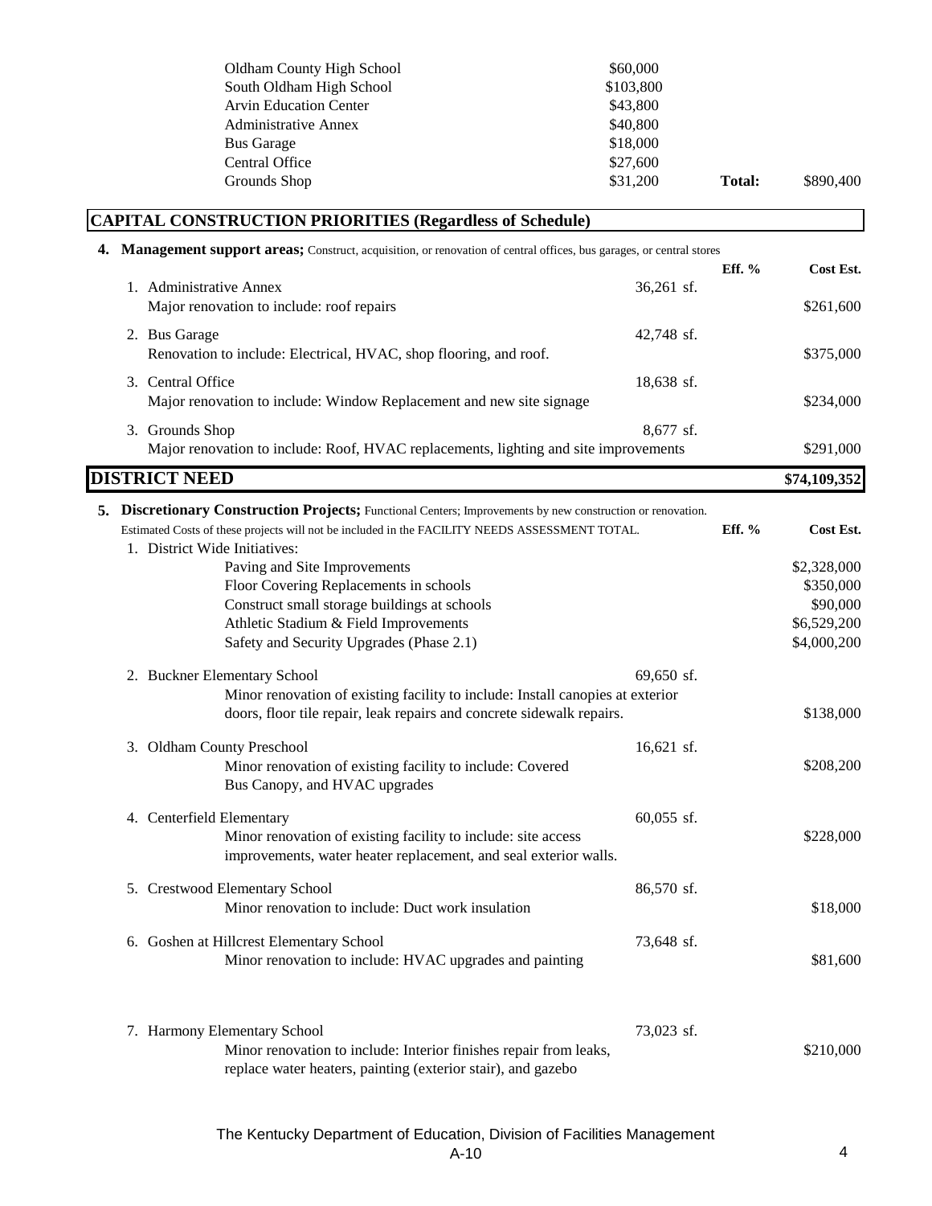| | | | |
|---|---|---|---|
| Oldham County High School | $60,000 | | |
| South Oldham High School | $103,800 | | |
| Arvin Education Center | $43,800 | | |
| Administrative Annex | $40,800 | | |
| Bus Garage | $18,000 | | |
| Central Office | $27,600 | | |
| Grounds Shop | $31,200 | **Total:** | $890,400 |

## CAPITAL CONSTRUCTION PRIORITIES (Regardless of Schedule)

**4. Management support areas;** Construct, acquisition, or renovation of central offices, bus garages, or central stores

| | | **Eff. %** | **Cost Est.** |
|---|---|---|---|
| 1. Administrative Annex<br>Major renovation to include: roof repairs | 36,261 sf. | | $261,600 |
| 2. Bus Garage<br>Renovation to include: Electrical, HVAC, shop flooring, and roof. | 42,748 sf. | | $375,000 |
| 3. Central Office<br>Major renovation to include: Window Replacement and new site signage | 18,638 sf. | | $234,000 |
| 3. Grounds Shop<br>Major renovation to include: Roof, HVAC replacements, lighting and site improvements | 8,677 sf. | | $291,000 |

## DISTRICT NEED — $74,109,352

**5. Discretionary Construction Projects;** Functional Centers; Improvements by new construction or renovation.
Estimated Costs of these projects will not be included in the FACILITY NEEDS ASSESSMENT TOTAL.

| | | **Eff. %** | **Cost Est.** |
|---|---|---|---|
| 1. District Wide Initiatives: | | | |
| Paving and Site Improvements | | | $2,328,000 |
| Floor Covering Replacements in schools | | | $350,000 |
| Construct small storage buildings at schools | | | $90,000 |
| Athletic Stadium & Field Improvements | | | $6,529,200 |
| Safety and Security Upgrades (Phase 2.1) | | | $4,000,200 |
| 2. Buckner Elementary School<br>Minor renovation of existing facility to include: Install canopies at exterior doors, floor tile repair, leak repairs and concrete sidewalk repairs. | 69,650 sf. | | $138,000 |
| 3. Oldham County Preschool<br>Minor renovation of existing facility to include: Covered Bus Canopy, and HVAC upgrades | 16,621 sf. | | $208,200 |
| 4. Centerfield Elementary<br>Minor renovation of existing facility to include: site access improvements, water heater replacement, and seal exterior walls. | 60,055 sf. | | $228,000 |
| 5. Crestwood Elementary School<br>Minor renovation to include: Duct work insulation | 86,570 sf. | | $18,000 |
| 6. Goshen at Hillcrest Elementary School<br>Minor renovation to include: HVAC upgrades and painting | 73,648 sf. | | $81,600 |
| 7. Harmony Elementary School<br>Minor renovation to include: Interior finishes repair from leaks, replace water heaters, painting (exterior stair), and gazebo | 73,023 sf. | | $210,000 |

The Kentucky Department of Education, Division of Facilities Management
A-10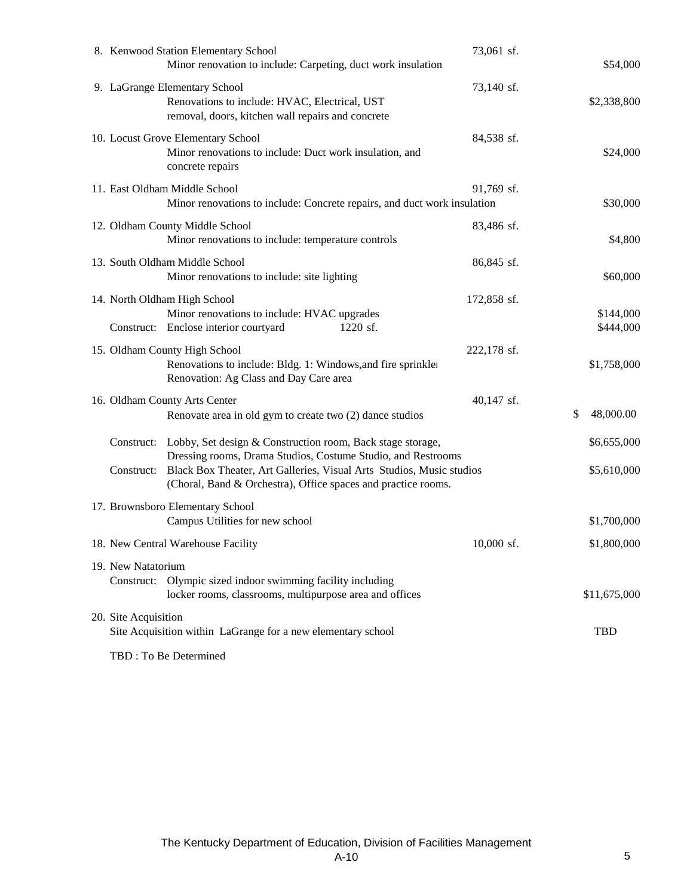| | | | |
|---|---|---|---|
| 8. Kenwood Station Elementary School | | 73,061 sf. | |
| | Minor renovation to include: Carpeting, duct work insulation | | $54,000 |
| 9. LaGrange Elementary School | | 73,140 sf. | |
| | Renovations to include: HVAC, Electrical, UST removal, doors, kitchen wall repairs and concrete | | $2,338,800 |
| 10. Locust Grove Elementary School | | 84,538 sf. | |
| | Minor renovations to include: Duct work insulation, and concrete repairs | | $24,000 |
| 11. East Oldham Middle School | | 91,769 sf. | |
| | Minor renovations to include: Concrete repairs, and duct work insulation | | $30,000 |
| 12. Oldham County Middle School | | 83,486 sf. | |
| | Minor renovations to include: temperature controls | | $4,800 |
| 13. South Oldham Middle School | | 86,845 sf. | |
| | Minor renovations to include: site lighting | | $60,000 |
| 14. North Oldham High School | | 172,858 sf. | |
| | Minor renovations to include: HVAC upgrades | | $144,000 |
| Construct: | Enclose interior courtyard 1220 sf. | | $444,000 |
| 15. Oldham County High School | | 222,178 sf. | |
| | Renovations to include: Bldg. 1: Windows,and fire sprinkler Renovation: Ag Class and Day Care area | | $1,758,000 |
| 16. Oldham County Arts Center | | 40,147 sf. | |
| | Renovate area in old gym to create two (2) dance studios | | $ 48,000.00 |
| Construct: | Lobby, Set design & Construction room, Back stage storage, Dressing rooms, Drama Studios, Costume Studio, and Restrooms | | $6,655,000 |
| Construct: | Black Box Theater, Art Galleries, Visual Arts Studios, Music studios (Choral, Band & Orchestra), Office spaces and practice rooms. | | $5,610,000 |
| 17. Brownsboro Elementary School | | | |
| | Campus Utilities for new school | | $1,700,000 |
| 18. New Central Warehouse Facility | | 10,000 sf. | $1,800,000 |
| 19. New Natatorium | | | |
| Construct: | Olympic sized indoor swimming facility including locker rooms, classrooms, multipurpose area and offices | | $11,675,000 |
| 20. Site Acquisition | | | |
| Site Acquisition within LaGrange for a new elementary school | | | TBD |

TBD : To Be Determined

The Kentucky Department of Education, Division of Facilities Management
A-10